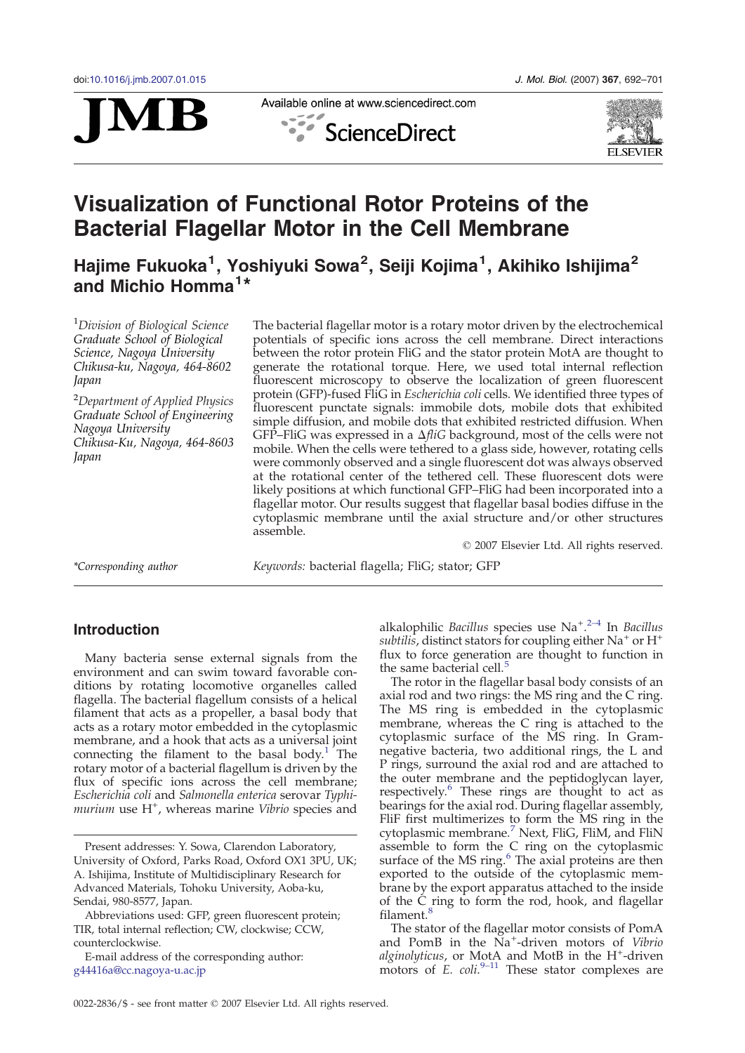# Visualization of Functional Rotor Proteins of the Bacterial Flagellar Motor in the Cell Membrane

**Hajime Fukuoka[1], Yoshiyuki Sowa[2], Seiji Kojima[1], Akihiko Ishijima[2] and Michio Homma[1]\***

[1]*Division of Biological Science Graduate School of Biological Science, Nagoya University Chikusa-ku, Nagoya, 464-8602 Japan*

[2]*Department of Applied Physics Graduate School of Engineering Nagoya University Chikusa-Ku, Nagoya, 464-8603 Japan*

The bacterial flagellar motor is a rotary motor driven by the electrochemical potentials of specific ions across the cell membrane. Direct interactions between the rotor protein FliG and the stator protein MotA are thought to generate the rotational torque. Here, we used total internal reflection fluorescent microscopy to observe the localization of green fluorescent protein (GFP)-fused FliG in *Escherichia coli* cells. We identified three types of fluorescent punctate signals: immobile dots, mobile dots that exhibited simple diffusion, and mobile dots that exhibited restricted diffusion. When GFP–FliG was expressed in a Δ*fliG* background, most of the cells were not mobile. When the cells were tethered to a glass side, however, rotating cells were commonly observed and a single fluorescent dot was always observed at the rotational center of the tethered cell. These fluorescent dots were likely positions at which functional GFP–FliG had been incorporated into a flagellar motor. Our results suggest that flagellar basal bodies diffuse in the cytoplasmic membrane until the axial structure and/or other structures assemble.

© 2007 Elsevier Ltd. All rights reserved.

*\*Corresponding author*

*Keywords:* bacterial flagella; FliG; stator; GFP

## Introduction

Many bacteria sense external signals from the environment and can swim toward favorable conditions by rotating locomotive organelles called flagella. The bacterial flagellum consists of a helical filament that acts as a propeller, a basal body that acts as a rotary motor embedded in the cytoplasmic membrane, and a hook that acts as a universal joint connecting the filament to the basal body.[1] The rotary motor of a bacterial flagellum is driven by the flux of specific ions across the cell membrane; *Escherichia coli* and *Salmonella enterica* serovar *Typhimurium* use $H^+$, whereas marine *Vibrio* species and alkalophilic *Bacillus* species use $Na^+$.[2–4] In *Bacillus subtilis*, distinct stators for coupling either $Na^+$ or $H^+$ flux to force generation are thought to function in the same bacterial cell.[5]

The rotor in the flagellar basal body consists of an axial rod and two rings: the MS ring and the C ring. The MS ring is embedded in the cytoplasmic membrane, whereas the C ring is attached to the cytoplasmic surface of the MS ring. In Gram-negative bacteria, two additional rings, the L and P rings, surround the axial rod and are attached to the outer membrane and the peptidoglycan layer, respectively.[6] These rings are thought to act as bearings for the axial rod. During flagellar assembly, FliF first multimerizes to form the MS ring in the cytoplasmic membrane.[7] Next, FliG, FliM, and FliN assemble to form the C ring on the cytoplasmic surface of the MS ring.[6] The axial proteins are then exported to the outside of the cytoplasmic membrane by the export apparatus attached to the inside of the C ring to form the rod, hook, and flagellar filament.[8]

The stator of the flagellar motor consists of PomA and PomB in the $Na^+$-driven motors of *Vibrio alginolyticus*, or MotA and MotB in the $H^+$-driven motors of *E. coli*.[9–11] These stator complexes are

Present addresses: Y. Sowa, Clarendon Laboratory, University of Oxford, Parks Road, Oxford OX1 3PU, UK; A. Ishijima, Institute of Multidisciplinary Research for Advanced Materials, Tohoku University, Aoba-ku, Sendai, 980-8577, Japan.

Abbreviations used: GFP, green fluorescent protein; TIR, total internal reflection; CW, clockwise; CCW, counterclockwise.

E-mail address of the corresponding author: g44416a@cc.nagoya-u.ac.jp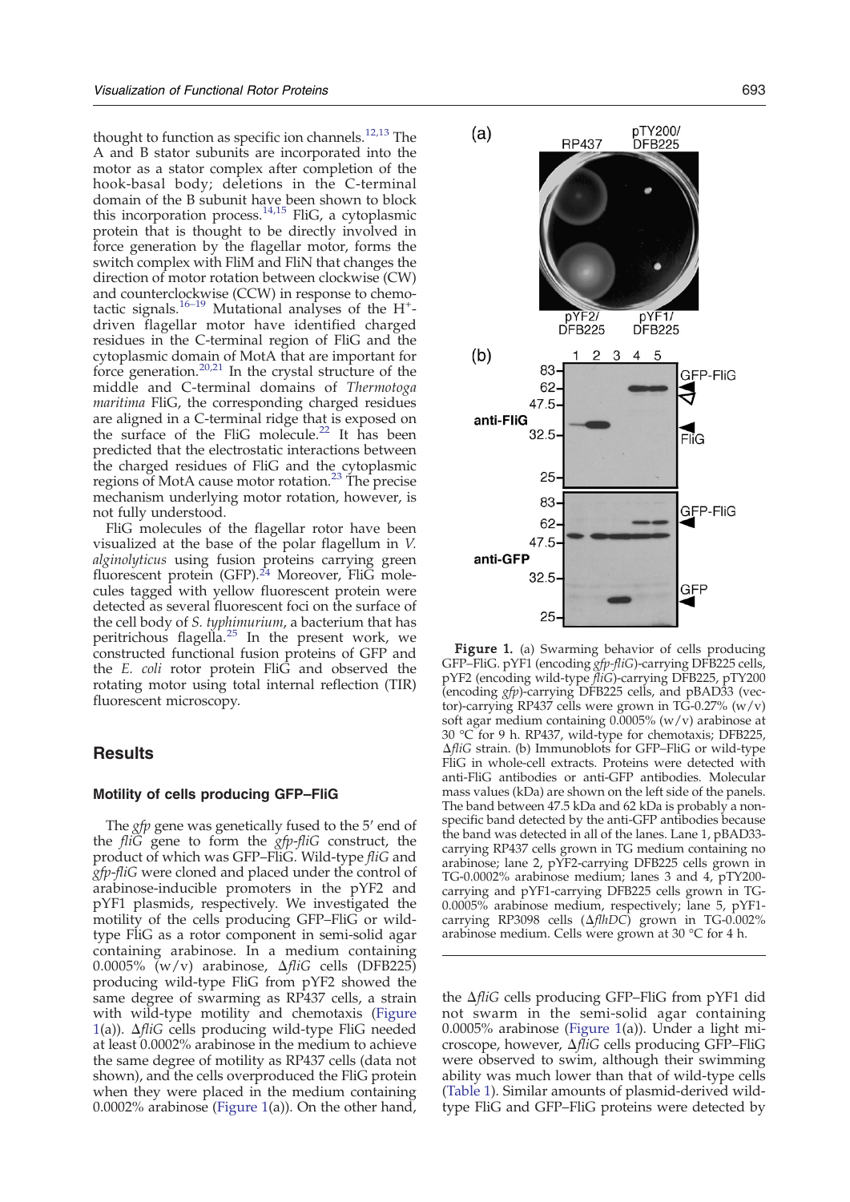thought to function as specific ion channels.[12,13] The A and B stator subunits are incorporated into the motor as a stator complex after completion of the hook-basal body; deletions in the C-terminal domain of the B subunit have been shown to block this incorporation process.[14,15] FliG, a cytoplasmic protein that is thought to be directly involved in force generation by the flagellar motor, forms the switch complex with FliM and FliN that changes the direction of motor rotation between clockwise (CW) and counterclockwise (CCW) in response to chemotactic signals.[16–19] Mutational analyses of the $H^+$-driven flagellar motor have identified charged residues in the C-terminal region of FliG and the cytoplasmic domain of MotA that are important for force generation.[20,21] In the crystal structure of the middle and C-terminal domains of *Thermotoga maritima* FliG, the corresponding charged residues are aligned in a C-terminal ridge that is exposed on the surface of the FliG molecule.[22] It has been predicted that the electrostatic interactions between the charged residues of FliG and the cytoplasmic regions of MotA cause motor rotation.[23] The precise mechanism underlying motor rotation, however, is not fully understood.

FliG molecules of the flagellar rotor have been visualized at the base of the polar flagellum in *V. alginolyticus* using fusion proteins carrying green fluorescent protein (GFP).[24] Moreover, FliG molecules tagged with yellow fluorescent protein were detected as several fluorescent foci on the surface of the cell body of *S. typhimurium*, a bacterium that has peritrichous flagella.[25] In the present work, we constructed functional fusion proteins of GFP and the *E. coli* rotor protein FliG and observed the rotating motor using total internal reflection (TIR) fluorescent microscopy.

## Results

### Motility of cells producing GFP–FliG

The *gfp* gene was genetically fused to the 5′ end of the *fliG* gene to form the *gfp-fliG* construct, the product of which was GFP–FliG. Wild-type *fliG* and *gfp-fliG* were cloned and placed under the control of arabinose-inducible promoters in the pYF2 and pYF1 plasmids, respectively. We investigated the motility of the cells producing GFP–FliG or wild-type FliG as a rotor component in semi-solid agar containing arabinose. In a medium containing 0.0005% (w/v) arabinose, Δ*fliG* cells (DFB225) producing wild-type FliG from pYF2 showed the same degree of swarming as RP437 cells, a strain with wild-type motility and chemotaxis (Figure 1(a)). Δ*fliG* cells producing wild-type FliG needed at least 0.0002% arabinose in the medium to achieve the same degree of motility as RP437 cells (data not shown), and the cells overproduced the FliG protein when they were placed in the medium containing 0.0002% arabinose (Figure 1(a)). On the other hand, the Δ*fliG* cells producing GFP–FliG from pYF1 did not swarm in the semi-solid agar containing 0.0005% arabinose (Figure 1(a)). Under a light microscope, however, Δ*fliG* cells producing GFP–FliG were observed to swim, although their swimming ability was much lower than that of wild-type cells (Table 1). Similar amounts of plasmid-derived wild-type FliG and GFP–FliG proteins were detected by

**Figure 1.** (a) Swarming behavior of cells producing GFP–FliG. pYF1 (encoding *gfp-fliG*)-carrying DFB225 cells, pYF2 (encoding wild-type *fliG*)-carrying DFB225, pTY200 (encoding *gfp*)-carrying DFB225 cells, and pBAD33 (vector)-carrying RP437 cells were grown in TG-0.27% (w/v) soft agar medium containing 0.0005% (w/v) arabinose at 30 °C for 9 h. RP437, wild-type for chemotaxis; DFB225, Δ*fliG* strain. (b) Immunoblots for GFP–FliG or wild-type FliG in whole-cell extracts. Proteins were detected with anti-FliG antibodies or anti-GFP antibodies. Molecular mass values (kDa) are shown on the left side of the panels. The band between 47.5 kDa and 62 kDa is probably a non-specific band detected by the anti-GFP antibodies because the band was detected in all of the lanes. Lane 1, pBAD33-carrying RP437 cells grown in TG medium containing no arabinose; lane 2, pYF2-carrying DFB225 cells grown in TG-0.0002% arabinose medium; lanes 3 and 4, pTY200-carrying and pYF1-carrying DFB225 cells grown in TG-0.0005% arabinose medium, respectively; lane 5, pYF1-carrying RP3098 cells (Δ*flhDC*) grown in TG-0.002% arabinose medium. Cells were grown at 30 °C for 4 h.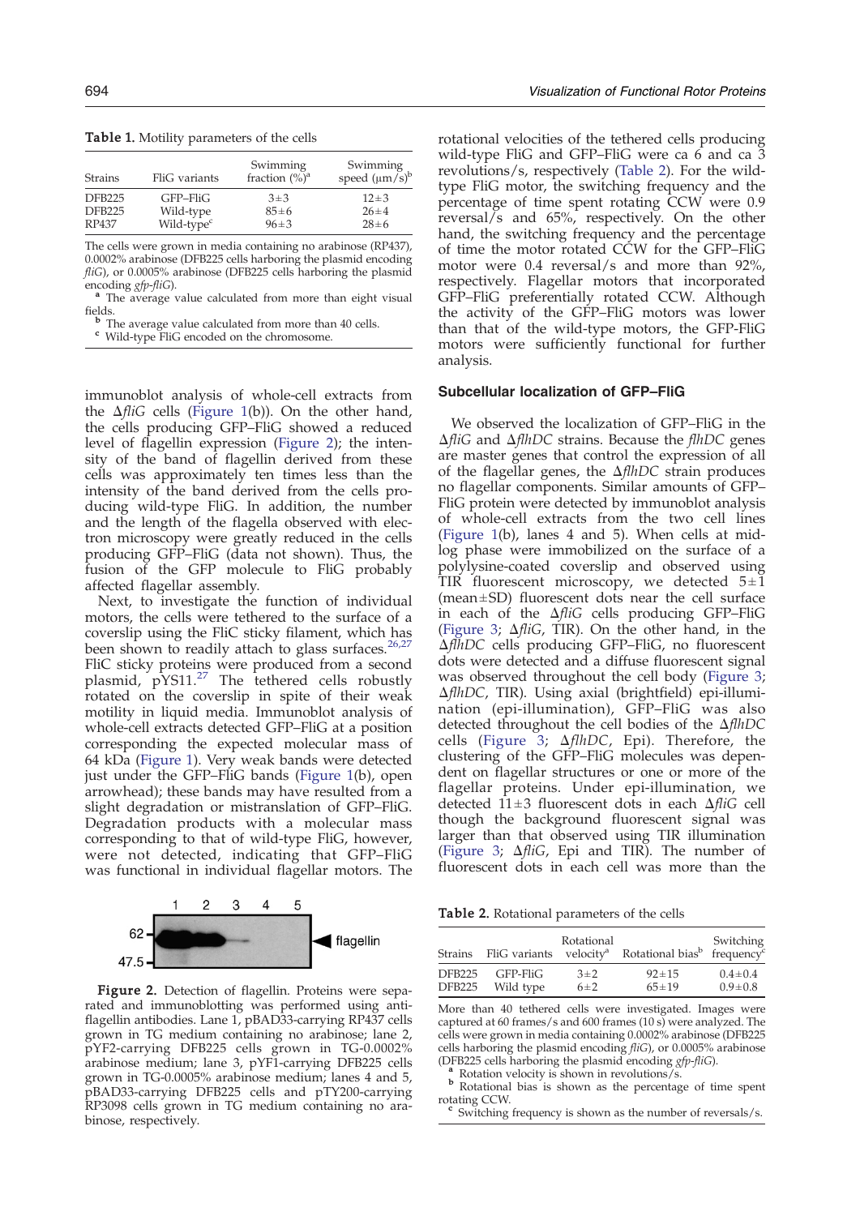**Table 1.** Motility parameters of the cells

| Strains | FliG variants | Swimming fraction (%)[a] | Swimming speed (μm/s)[b] |
|---|---|---|---|
| DFB225 | GFP–FliG | 3±3 | 12±3 |
| DFB225 | Wild-type | 85±6 | 26±4 |
| RP437 | Wild-type[c] | 96±3 | 28±6 |

The cells were grown in media containing no arabinose (RP437), 0.0002% arabinose (DFB225 cells harboring the plasmid encoding *fliG*), or 0.0005% arabinose (DFB225 cells harboring the plasmid encoding *gfp-fliG*).

[a] The average value calculated from more than eight visual fields.

[b] The average value calculated from more than 40 cells.

[c] Wild-type FliG encoded on the chromosome.

immunoblot analysis of whole-cell extracts from the Δ*fliG* cells (Figure 1(b)). On the other hand, the cells producing GFP–FliG showed a reduced level of flagellin expression (Figure 2); the intensity of the band of flagellin derived from these cells was approximately ten times less than the intensity of the band derived from the cells producing wild-type FliG. In addition, the number and the length of the flagella observed with electron microscopy were greatly reduced in the cells producing GFP–FliG (data not shown). Thus, the fusion of the GFP molecule to FliG probably affected flagellar assembly.

Next, to investigate the function of individual motors, the cells were tethered to the surface of a coverslip using the FliC sticky filament, which has been shown to readily attach to glass surfaces.[26,27] FliC sticky proteins were produced from a second plasmid, pYS11.[27] The tethered cells robustly rotated on the coverslip in spite of their weak motility in liquid media. Immunoblot analysis of whole-cell extracts detected GFP–FliG at a position corresponding the expected molecular mass of 64 kDa (Figure 1). Very weak bands were detected just under the GFP–FliG bands (Figure 1(b), open arrowhead); these bands may have resulted from a slight degradation or mistranslation of GFP–FliG. Degradation products with a molecular mass corresponding to that of wild-type FliG, however, were not detected, indicating that GFP–FliG was functional in individual flagellar motors. The rotational velocities of the tethered cells producing wild-type FliG and GFP–FliG were ca 6 and ca 3 revolutions/s, respectively (Table 2). For the wild-type FliG motor, the switching frequency and the percentage of time spent rotating CCW were 0.9 reversal/s and 65%, respectively. On the other hand, the switching frequency and the percentage of time the motor rotated CCW for the GFP–FliG motor were 0.4 reversal/s and more than 92%, respectively. Flagellar motors that incorporated GFP–FliG preferentially rotated CCW. Although the activity of the GFP–FliG motors was lower than that of the wild-type motors, the GFP-FliG motors were sufficiently functional for further analysis.

Figure 2. Detection of flagellin. Proteins were separated and immunoblotting was performed using anti-flagellin antibodies. Lane 1, pBAD33-carrying RP437 cells grown in TG medium containing no arabinose; lane 2, pYF2-carrying DFB225 cells grown in TG-0.0002% arabinose medium; lane 3, pYF1-carrying DFB225 cells grown in TG-0.0005% arabinose medium; lanes 4 and 5, pBAD33-carrying DFB225 cells and pTY200-carrying RP3098 cells grown in TG medium containing no arabinose, respectively.

### Subcellular localization of GFP–FliG

We observed the localization of GFP–FliG in the Δ*fliG* and Δ*flhDC* strains. Because the *flhDC* genes are master genes that control the expression of all of the flagellar genes, the Δ*flhDC* strain produces no flagellar components. Similar amounts of GFP–FliG protein were detected by immunoblot analysis of whole-cell extracts from the two cell lines (Figure 1(b), lanes 4 and 5). When cells at mid-log phase were immobilized on the surface of a polylysine-coated coverslip and observed using TIR fluorescent microscopy, we detected 5±1 (mean±SD) fluorescent dots near the cell surface in each of the Δ*fliG* cells producing GFP–FliG (Figure 3; Δ*fliG*, TIR). On the other hand, in the Δ*flhDC* cells producing GFP–FliG, no fluorescent dots were detected and a diffuse fluorescent signal was observed throughout the cell body (Figure 3; Δ*flhDC*, TIR). Using axial (brightfield) epi-illumination (epi-illumination), GFP–FliG was also detected throughout the cell bodies of the Δ*flhDC* cells (Figure 3; Δ*flhDC*, Epi). Therefore, the clustering of the GFP–FliG molecules was dependent on flagellar structures or one or more of the flagellar proteins. Under epi-illumination, we detected 11±3 fluorescent dots in each Δ*fliG* cell though the background fluorescent signal was larger than that observed using TIR illumination (Figure 3; Δ*fliG*, Epi and TIR). The number of fluorescent dots in each cell was more than the

**Table 2.** Rotational parameters of the cells

| Strains | FliG variants | Rotational velocity[a] | Rotational bias[b] | Switching frequency[c] |
|---|---|---|---|---|
| DFB225 | GFP-FliG | 3±2 | 92±15 | 0.4±0.4 |
| DFB225 | Wild type | 6±2 | 65±19 | 0.9±0.8 |

More than 40 tethered cells were investigated. Images were captured at 60 frames/s and 600 frames (10 s) were analyzed. The cells were grown in media containing 0.0002% arabinose (DFB225 cells harboring the plasmid encoding *fliG*), or 0.0005% arabinose (DFB225 cells harboring the plasmid encoding *gfp-fliG*).

[a] Rotation velocity is shown in revolutions/s.

[b] Rotational bias is shown as the percentage of time spent rotating CCW.

[c] Switching frequency is shown as the number of reversals/s.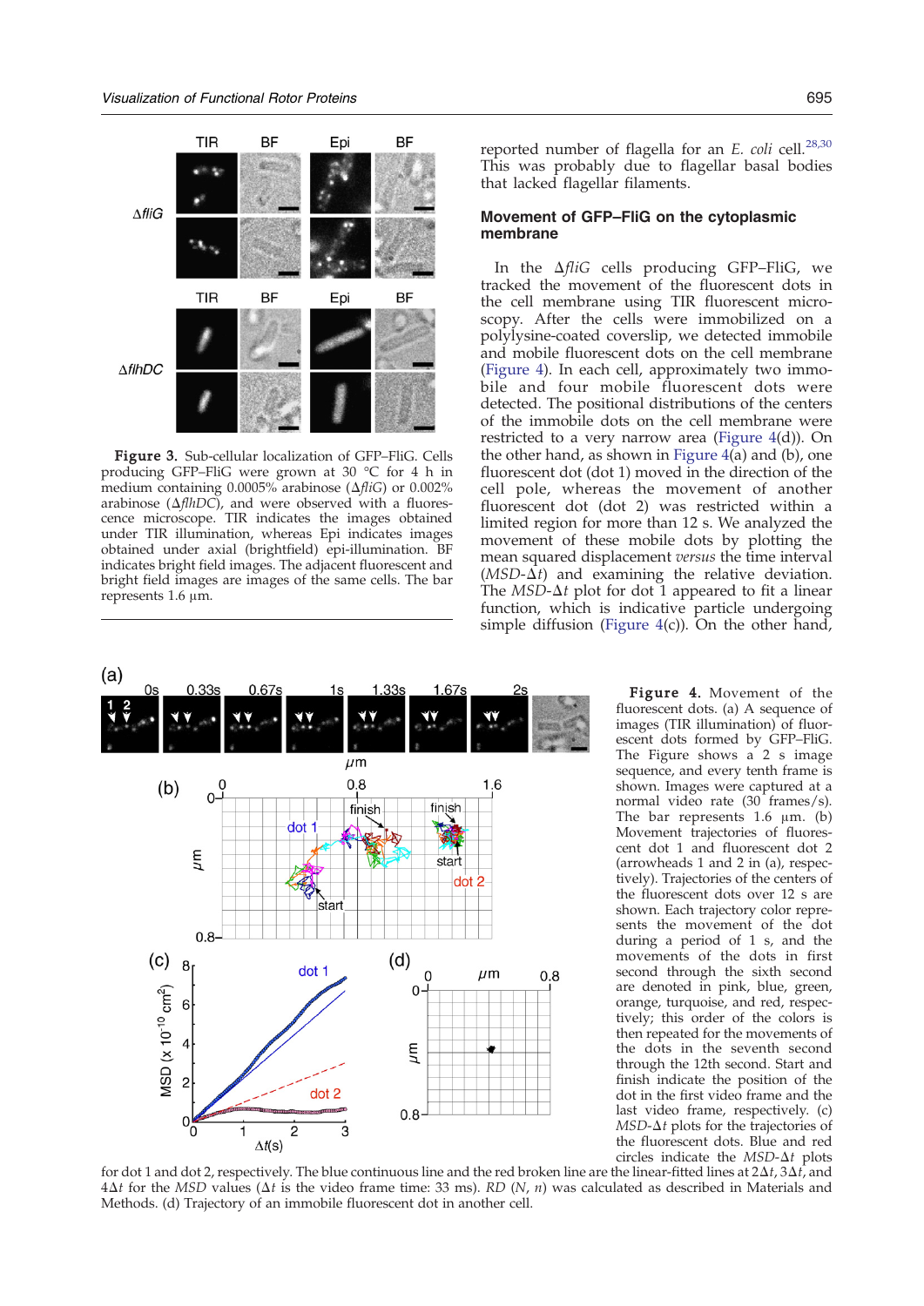**Figure 3.** Sub-cellular localization of GFP–FliG. Cells producing GFP–FliG were grown at 30 °C for 4 h in medium containing 0.0005% arabinose (Δ*fliG*) or 0.002% arabinose (Δ*flhDC*), and were observed with a fluorescence microscope. TIR indicates the images obtained under TIR illumination, whereas Epi indicates images obtained under axial (brightfield) epi-illumination. BF indicates bright field images. The adjacent fluorescent and bright field images are images of the same cells. The bar represents 1.6 μm.

reported number of flagella for an *E. coli* cell.[28,30] This was probably due to flagellar basal bodies that lacked flagellar filaments.

### Movement of GFP–FliG on the cytoplasmic membrane

In the Δ*fliG* cells producing GFP–FliG, we tracked the movement of the fluorescent dots in the cell membrane using TIR fluorescent microscopy. After the cells were immobilized on a polylysine-coated coverslip, we detected immobile and mobile fluorescent dots on the cell membrane (Figure 4). In each cell, approximately two immobile and four mobile fluorescent dots were detected. The positional distributions of the centers of the immobile dots on the cell membrane were restricted to a very narrow area (Figure 4(d)). On the other hand, as shown in Figure 4(a) and (b), one fluorescent dot (dot 1) moved in the direction of the cell pole, whereas the movement of another fluorescent dot (dot 2) was restricted within a limited region for more than 12 s. We analyzed the movement of these mobile dots by plotting the mean squared displacement *versus* the time interval (*MSD*-$\Delta t$) and examining the relative deviation. The *MSD*-$\Delta t$ plot for dot 1 appeared to fit a linear function, which is indicative particle undergoing simple diffusion (Figure 4(c)). On the other hand,

**Figure 4.** Movement of the fluorescent dots. (a) A sequence of images (TIR illumination) of fluorescent dots formed by GFP–FliG. The Figure shows a 2 s image sequence, and every tenth frame is shown. Images were captured at a normal video rate (30 frames/s). The bar represents 1.6 μm. (b) Movement trajectories of fluorescent dot 1 and fluorescent dot 2 (arrowheads 1 and 2 in (a), respectively). Trajectories of the centers of the fluorescent dots over 12 s are shown. Each trajectory color represents the movement of the dot during a period of 1 s, and the movements of the dots in first second through the sixth second are denoted in pink, blue, green, orange, turquoise, and red, respectively; this order of the colors is then repeated for the movements of the dots in the seventh second through the 12th second. Start and finish indicate the position of the dot in the first video frame and the last video frame, respectively. (c) *MSD*-$\Delta t$ plots for the trajectories of the fluorescent dots. Blue and red circles indicate the *MSD*-$\Delta t$ plots for dot 1 and dot 2, respectively. The blue continuous line and the red broken line are the linear-fitted lines at $2\Delta t$, $3\Delta t$, and $4\Delta t$ for the *MSD* values ($\Delta t$ is the video frame time: 33 ms). *RD* (*N*, *n*) was calculated as described in Materials and Methods. (d) Trajectory of an immobile fluorescent dot in another cell.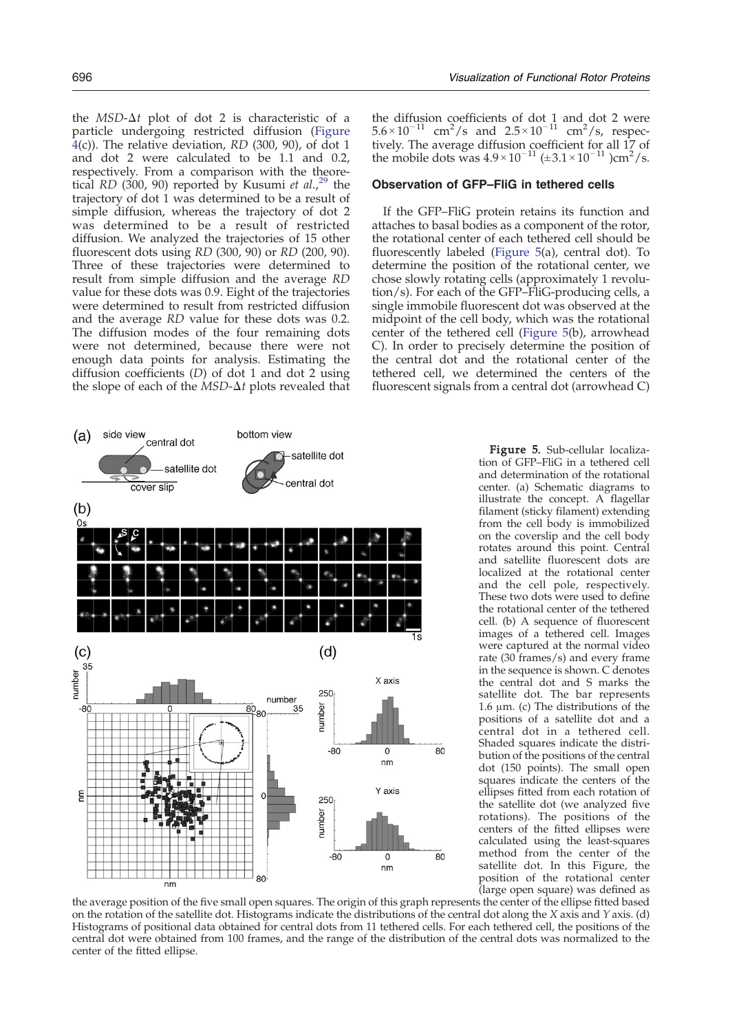the $MSD$-$\Delta t$ plot of dot 2 is characteristic of a particle undergoing restricted diffusion (Figure 4(c)). The relative deviation, $RD$ (300, 90), of dot 1 and dot 2 were calculated to be 1.1 and 0.2, respectively. From a comparison with the theoretical $RD$ (300, 90) reported by Kusumi *et al.*,[29] the trajectory of dot 1 was determined to be a result of simple diffusion, whereas the trajectory of dot 2 was determined to be a result of restricted diffusion. We analyzed the trajectories of 15 other fluorescent dots using $RD$ (300, 90) or $RD$ (200, 90). Three of these trajectories were determined to result from simple diffusion and the average $RD$ value for these dots was 0.9. Eight of the trajectories were determined to result from restricted diffusion and the average $RD$ value for these dots was 0.2. The diffusion modes of the four remaining dots were not determined, because there were not enough data points for analysis. Estimating the diffusion coefficients ($D$) of dot 1 and dot 2 using the slope of each of the $MSD$-$\Delta t$ plots revealed that the diffusion coefficients of dot 1 and dot 2 were $5.6\times10^{-11}$ $cm^2/s$ and $2.5\times10^{-11}$ $cm^2/s$, respectively. The average diffusion coefficient for all 17 of the mobile dots was $4.9\times10^{-11}$ $(\pm3.1\times10^{-11})cm^2/s$.

### Observation of GFP–FliG in tethered cells

If the GFP–FliG protein retains its function and attaches to basal bodies as a component of the rotor, the rotational center of each tethered cell should be fluorescently labeled (Figure 5(a), central dot). To determine the position of the rotational center, we chose slowly rotating cells (approximately 1 revolution/s). For each of the GFP–FliG-producing cells, a single immobile fluorescent dot was observed at the midpoint of the cell body, which was the rotational center of the tethered cell (Figure 5(b), arrowhead C). In order to precisely determine the position of the central dot and the rotational center of the tethered cell, we determined the centers of the fluorescent signals from a central dot (arrowhead C)

**Figure 5.** Sub-cellular localization of GFP–FliG in a tethered cell and determination of the rotational center. (a) Schematic diagrams to illustrate the concept. A flagellar filament (sticky filament) extending from the cell body is immobilized on the coverslip and the cell body rotates around this point. Central and satellite fluorescent dots are localized at the rotational center and the cell pole, respectively. These two dots were used to define the rotational center of the tethered cell. (b) A sequence of fluorescent images of a tethered cell. Images were captured at the normal video rate (30 frames/s) and every frame in the sequence is shown. C denotes the central dot and S marks the satellite dot. The bar represents 1.6 μm. (c) The distributions of the positions of a satellite dot and a central dot in a tethered cell. Shaded squares indicate the distribution of the positions of the central dot (150 points). The small open squares indicate the centers of the ellipses fitted from each rotation of the satellite dot (we analyzed five rotations). The positions of the centers of the fitted ellipses were calculated using the least-squares method from the center of the satellite dot. In this Figure, the position of the rotational center (large open square) was defined as the average position of the five small open squares. The origin of this graph represents the center of the ellipse fitted based on the rotation of the satellite dot. Histograms indicate the distributions of the central dot along the $X$ axis and $Y$ axis. (d) Histograms of positional data obtained for central dots from 11 tethered cells. For each tethered cell, the positions of the central dot were obtained from 100 frames, and the range of the distribution of the central dots was normalized to the center of the fitted ellipse.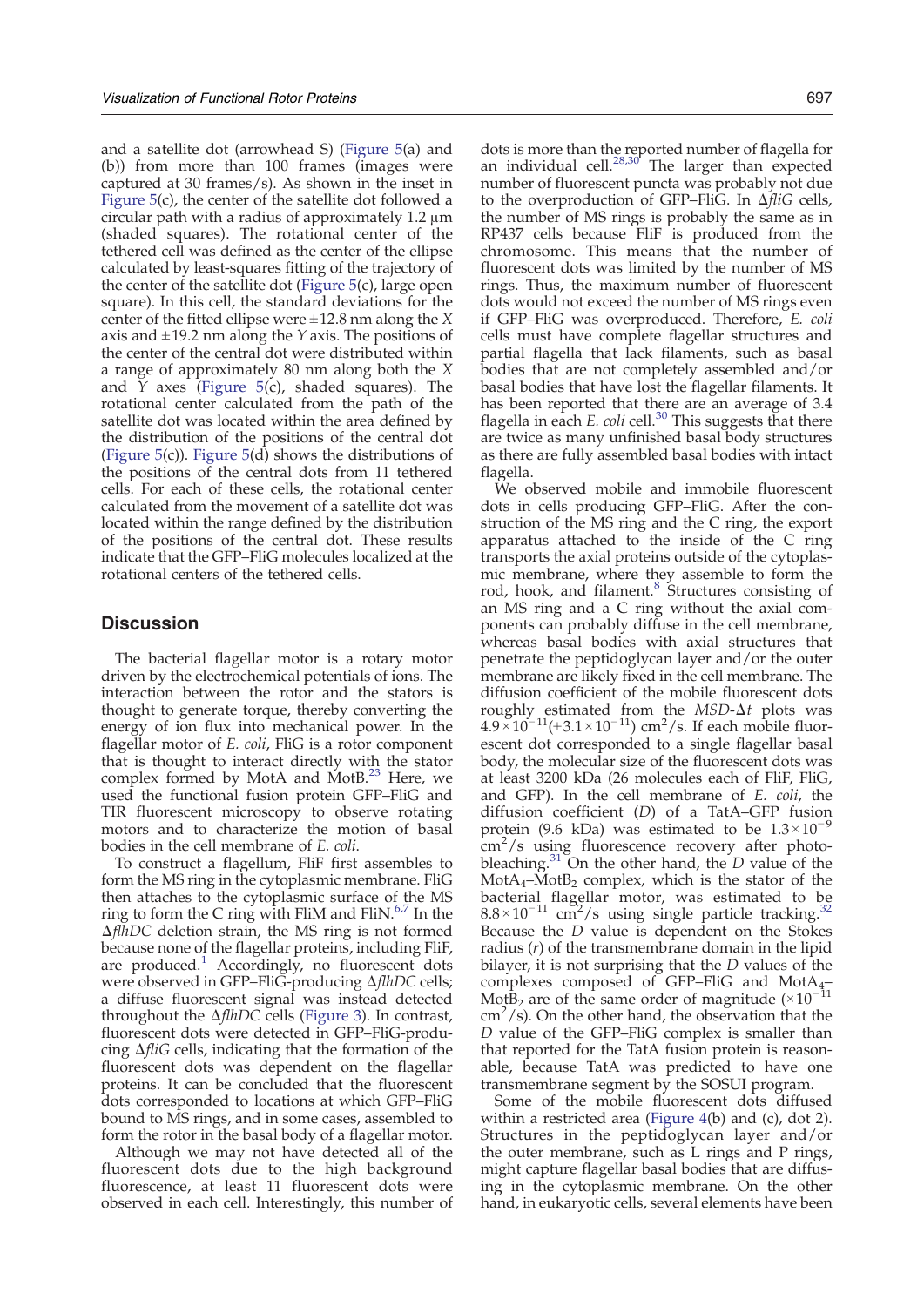and a satellite dot (arrowhead S) (Figure 5(a) and (b)) from more than 100 frames (images were captured at 30 frames/s). As shown in the inset in Figure 5(c), the center of the satellite dot followed a circular path with a radius of approximately 1.2 μm (shaded squares). The rotational center of the tethered cell was defined as the center of the ellipse calculated by least-squares fitting of the trajectory of the center of the satellite dot (Figure 5(c), large open square). In this cell, the standard deviations for the center of the fitted ellipse were ±12.8 nm along the $X$ axis and ±19.2 nm along the $Y$ axis. The positions of the center of the central dot were distributed within a range of approximately 80 nm along both the $X$ and $Y$ axes (Figure 5(c), shaded squares). The rotational center calculated from the path of the satellite dot was located within the area defined by the distribution of the positions of the central dot (Figure 5(c)). Figure 5(d) shows the distributions of the positions of the central dots from 11 tethered cells. For each of these cells, the rotational center calculated from the movement of a satellite dot was located within the range defined by the distribution of the positions of the central dot. These results indicate that the GFP–FliG molecules localized at the rotational centers of the tethered cells.

## Discussion

The bacterial flagellar motor is a rotary motor driven by the electrochemical potentials of ions. The interaction between the rotor and the stators is thought to generate torque, thereby converting the energy of ion flux into mechanical power. In the flagellar motor of *E. coli*, FliG is a rotor component that is thought to interact directly with the stator complex formed by MotA and MotB.[23] Here, we used the functional fusion protein GFP–FliG and TIR fluorescent microscopy to observe rotating motors and to characterize the motion of basal bodies in the cell membrane of *E. coli*.

To construct a flagellum, FliF first assembles to form the MS ring in the cytoplasmic membrane. FliG then attaches to the cytoplasmic surface of the MS ring to form the C ring with FliM and FliN.[6,7] In the Δ*flhDC* deletion strain, the MS ring is not formed because none of the flagellar proteins, including FliF, are produced.[1] Accordingly, no fluorescent dots were observed in GFP–FliG-producing Δ*flhDC* cells; a diffuse fluorescent signal was instead detected throughout the Δ*flhDC* cells (Figure 3). In contrast, fluorescent dots were detected in GFP–FliG-producing Δ*fliG* cells, indicating that the formation of the fluorescent dots was dependent on the flagellar proteins. It can be concluded that the fluorescent dots corresponded to locations at which GFP–FliG bound to MS rings, and in some cases, assembled to form the rotor in the basal body of a flagellar motor.

Although we may not have detected all of the fluorescent dots due to the high background fluorescence, at least 11 fluorescent dots were observed in each cell. Interestingly, this number of dots is more than the reported number of flagella for an individual cell.[28,30] The larger than expected number of fluorescent puncta was probably not due to the overproduction of GFP–FliG. In Δ*fliG* cells, the number of MS rings is probably the same as in RP437 cells because FliF is produced from the chromosome. This means that the number of fluorescent dots was limited by the number of MS rings. Thus, the maximum number of fluorescent dots would not exceed the number of MS rings even if GFP–FliG was overproduced. Therefore, *E. coli* cells must have complete flagellar structures and partial flagella that lack filaments, such as basal bodies that are not completely assembled and/or basal bodies that have lost the flagellar filaments. It has been reported that there are an average of 3.4 flagella in each *E. coli* cell.[30] This suggests that there are twice as many unfinished basal body structures as there are fully assembled basal bodies with intact flagella.

We observed mobile and immobile fluorescent dots in cells producing GFP–FliG. After the construction of the MS ring and the C ring, the export apparatus attached to the inside of the C ring transports the axial proteins outside of the cytoplasmic membrane, where they assemble to form the rod, hook, and filament.[8] Structures consisting of an MS ring and a C ring without the axial components can probably diffuse in the cell membrane, whereas basal bodies with axial structures that penetrate the peptidoglycan layer and/or the outer membrane are likely fixed in the cell membrane. The diffusion coefficient of the mobile fluorescent dots roughly estimated from the *MSD*-$\Delta t$ plots was $4.9\times10^{-11}(\pm3.1\times10^{-11})$ $cm^2/s$. If each mobile fluorescent dot corresponded to a single flagellar basal body, the molecular size of the fluorescent dots was at least 3200 kDa (26 molecules each of FliF, FliG, and GFP). In the cell membrane of *E. coli*, the diffusion coefficient ($D$) of a TatA–GFP fusion protein (9.6 kDa) was estimated to be $1.3\times10^{-9}$ $cm^2/s$ using fluorescence recovery after photobleaching.[31] On the other hand, the $D$ value of the $MotA_4$–$MotB_2$ complex, which is the stator of the bacterial flagellar motor, was estimated to be $8.8\times10^{-11}$ $cm^2/s$ using single particle tracking.[32] Because the $D$ value is dependent on the Stokes radius ($r$) of the transmembrane domain in the lipid bilayer, it is not surprising that the $D$ values of the complexes composed of GFP–FliG and $MotA_4$–$MotB_2$ are of the same order of magnitude ($\times10^{-11}$ $cm^2/s$). On the other hand, the observation that the $D$ value of the GFP–FliG complex is smaller than that reported for the TatA fusion protein is reasonable, because TatA was predicted to have one transmembrane segment by the SOSUI program.

Some of the mobile fluorescent dots diffused within a restricted area (Figure 4(b) and (c), dot 2). Structures in the peptidoglycan layer and/or the outer membrane, such as L rings and P rings, might capture flagellar basal bodies that are diffusing in the cytoplasmic membrane. On the other hand, in eukaryotic cells, several elements have been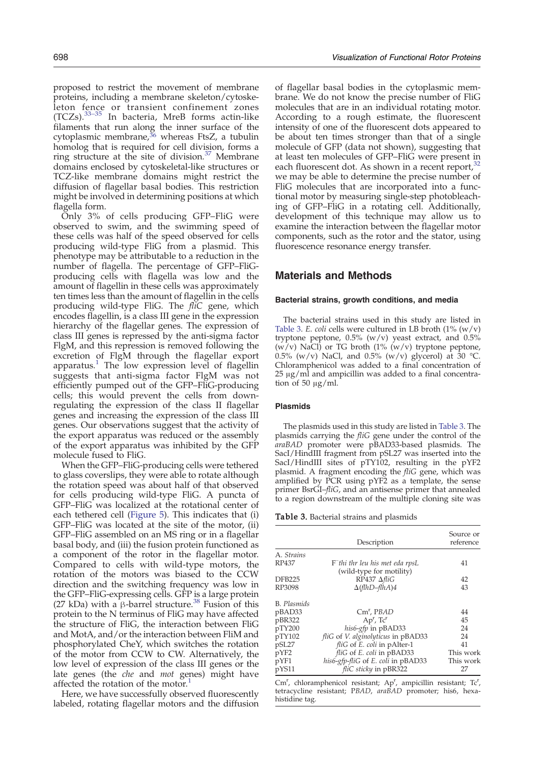proposed to restrict the movement of membrane proteins, including a membrane skeleton/cytoskeleton fence or transient confinement zones (TCZs).[33–35] In bacteria, MreB forms actin-like filaments that run along the inner surface of the cytoplasmic membrane,[36] whereas FtsZ, a tubulin homolog that is required for cell division, forms a ring structure at the site of division.[37] Membrane domains enclosed by cytoskeletal-like structures or TCZ-like membrane domains might restrict the diffusion of flagellar basal bodies. This restriction might be involved in determining positions at which flagella form.

Only 3% of cells producing GFP–FliG were observed to swim, and the swimming speed of these cells was half of the speed observed for cells producing wild-type FliG from a plasmid. This phenotype may be attributable to a reduction in the number of flagella. The percentage of GFP–FliG-producing cells with flagella was low and the amount of flagellin in these cells was approximately ten times less than the amount of flagellin in the cells producing wild-type FliG. The *fliC* gene, which encodes flagellin, is a class III gene in the expression hierarchy of the flagellar genes. The expression of class III genes is repressed by the anti-sigma factor FlgM, and this repression is removed following the excretion of FlgM through the flagellar export apparatus.[1] The low expression level of flagellin suggests that anti-sigma factor FlgM was not efficiently pumped out of the GFP–FliG-producing cells; this would prevent the cells from downregulating the expression of the class II flagellar genes and increasing the expression of the class III genes. Our observations suggest that the activity of the export apparatus was reduced or the assembly of the export apparatus was inhibited by the GFP molecule fused to FliG.

When the GFP–FliG-producing cells were tethered to glass coverslips, they were able to rotate although the rotation speed was about half of that observed for cells producing wild-type FliG. A puncta of GFP–FliG was localized at the rotational center of each tethered cell (Figure 5). This indicates that (i) GFP–FliG was located at the site of the motor, (ii) GFP–FliG assembled on an MS ring or in a flagellar basal body, and (iii) the fusion protein functioned as a component of the rotor in the flagellar motor. Compared to cells with wild-type motors, the rotation of the motors was biased to the CCW direction and the switching frequency was low in the GFP–FliG-expressing cells. GFP is a large protein (27 kDa) with a β-barrel structure.[38] Fusion of this protein to the N terminus of FliG may have affected the structure of FliG, the interaction between FliG and MotA, and/or the interaction between FliM and phosphorylated CheY, which switches the rotation of the motor from CCW to CW. Alternatively, the low level of expression of the class III genes or the late genes (the *che* and *mot* genes) might have affected the rotation of the motor.[1]

Here, we have successfully observed fluorescently labeled, rotating flagellar motors and the diffusion of flagellar basal bodies in the cytoplasmic membrane. We do not know the precise number of FliG molecules that are in an individual rotating motor. According to a rough estimate, the fluorescent intensity of one of the fluorescent dots appeared to be about ten times stronger than that of a single molecule of GFP (data not shown), suggesting that at least ten molecules of GFP–FliG were present in each fluorescent dot. As shown in a recent report,[32] we may be able to determine the precise number of FliG molecules that are incorporated into a functional motor by measuring single-step photobleaching of GFP–FliG in a rotating cell. Additionally, development of this technique may allow us to examine the interaction between the flagellar motor components, such as the rotor and the stator, using fluorescence resonance energy transfer.

## Materials and Methods

### Bacterial strains, growth conditions, and media

The bacterial strains used in this study are listed in Table 3. *E. coli* cells were cultured in LB broth (1% (w/v) tryptone peptone, 0.5% (w/v) yeast extract, and 0.5% (w/v) NaCl) or TG broth (1% (w/v) tryptone peptone, 0.5% (w/v) NaCl, and 0.5% (w/v) glycerol) at 30 °C. Chloramphenicol was added to a final concentration of 25 μg/ml and ampicillin was added to a final concentration of 50 μg/ml.

### Plasmids

The plasmids used in this study are listed in Table 3. The plasmids carrying the *fliG* gene under the control of the *araBAD* promoter were pBAD33-based plasmids. The SacI/HindIII fragment from pSL27 was inserted into the SacI/HindIII sites of pTY102, resulting in the pYF2 plasmid. A fragment encoding the *fliG* gene, which was amplified by PCR using pYF2 as a template, the sense primer BsrGI–*fliG*, and an antisense primer that annealed to a region downstream of the multiple cloning site was

**Table 3.** Bacterial strains and plasmids

| | Description | Source or reference |
|---|---|---|
| A. *Strains* | | |
| RP437 | F⁻ *thi thr leu his met eda rpsL* (wild-type for motility) | 41 |
| DFB225 | RP437 Δ*fliG* | 42 |
| RP3098 | Δ(*flhD*–*flhA*)4 | 43 |
| B. *Plasmids* | | |
| pBAD33 | Cm$^r$, P*BAD* | 44 |
| pBR322 | Ap$^r$, Tc$^r$ | 45 |
| pTY200 | *his6-gfp* in pBAD33 | 24 |
| pTY102 | *fliG* of *V. alginolyticus* in pBAD33 | 24 |
| pSL27 | *fliG* of *E. coli* in pAlter-1 | 41 |
| pYF2 | *fliG* of *E. coli* in pBAD33 | This work |
| pYF1 | *his6-gfp-fliG* of *E. coli* in pBAD33 | This work |
| pYS11 | *fliC sticky* in pBR322 | 27 |

Cm$^r$, chloramphenicol resistant; Ap$^r$, ampicillin resistant; Tc$^r$, tetracycline resistant; P*BAD*, *araBAD* promoter; his6, hexahistidine tag.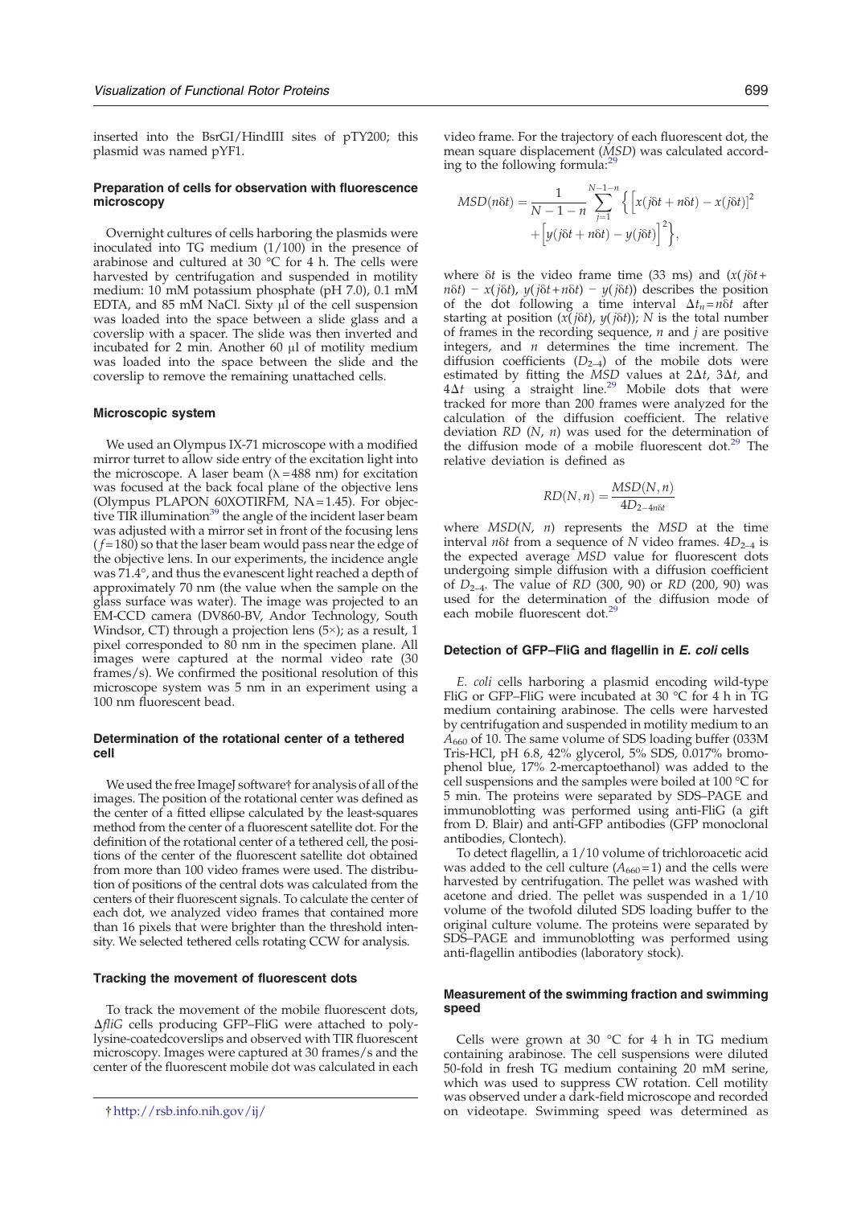inserted into the BsrGI/HindIII sites of pTY200; this plasmid was named pYF1.

### Preparation of cells for observation with fluorescence microscopy

Overnight cultures of cells harboring the plasmids were inoculated into TG medium (1/100) in the presence of arabinose and cultured at 30 °C for 4 h. The cells were harvested by centrifugation and suspended in motility medium: 10 mM potassium phosphate (pH 7.0), 0.1 mM EDTA, and 85 mM NaCl. Sixty µl of the cell suspension was loaded into the space between a slide glass and a coverslip with a spacer. The slide was then inverted and incubated for 2 min. Another 60 µl of motility medium was loaded into the space between the slide and the coverslip to remove the remaining unattached cells.

### Microscopic system

We used an Olympus IX-71 microscope with a modified mirror turret to allow side entry of the excitation light into the microscope. A laser beam (λ = 488 nm) for excitation was focused at the back focal plane of the objective lens (Olympus PLAPON 60XOTIRFM, NA = 1.45). For objective TIR illumination[39] the angle of the incident laser beam was adjusted with a mirror set in front of the focusing lens ($f$ = 180) so that the laser beam would pass near the edge of the objective lens. In our experiments, the incidence angle was 71.4°, and thus the evanescent light reached a depth of approximately 70 nm (the value when the sample on the glass surface was water). The image was projected to an EM-CCD camera (DV860-BV, Andor Technology, South Windsor, CT) through a projection lens (5×); as a result, 1 pixel corresponded to 80 nm in the specimen plane. All images were captured at the normal video rate (30 frames/s). We confirmed the positional resolution of this microscope system was 5 nm in an experiment using a 100 nm fluorescent bead.

### Determination of the rotational center of a tethered cell

We used the free ImageJ software† for analysis of all of the images. The position of the rotational center was defined as the center of a fitted ellipse calculated by the least-squares method from the center of a fluorescent satellite dot. For the definition of the rotational center of a tethered cell, the positions of the center of the fluorescent satellite dot obtained from more than 100 video frames were used. The distribution of positions of the central dots was calculated from the centers of their fluorescent signals. To calculate the center of each dot, we analyzed video frames that contained more than 16 pixels that were brighter than the threshold intensity. We selected tethered cells rotating CCW for analysis.

### Tracking the movement of fluorescent dots

To track the movement of the mobile fluorescent dots, Δ*fliG* cells producing GFP–FliG were attached to poly-lysine-coatedcoverslips and observed with TIR fluorescent microscopy. Images were captured at 30 frames/s and the center of the fluorescent mobile dot was calculated in each video frame. For the trajectory of each fluorescent dot, the mean square displacement (*MSD*) was calculated according to the following formula:[29]

$$MSD(n\delta t) = \frac{1}{N-1-n}\sum_{j=1}^{N-1-n}\left\{\left[x(j\delta t + n\delta t) - x(j\delta t)\right]^2 + \left[y(j\delta t + n\delta t) - y(j\delta t)\right]^2\right\},$$

where $\delta t$ is the video frame time (33 ms) and $(x(j\delta t + n\delta t) - x(j\delta t),\ y(j\delta t + n\delta t) - y(j\delta t))$ describes the position of the dot following a time interval $\Delta t_n = n\delta t$ after starting at position $(x(j\delta t),\ y(j\delta t))$; $N$ is the total number of frames in the recording sequence, $n$ and $j$ are positive integers, and $n$ determines the time increment. The diffusion coefficients ($D_{2\text{–}4}$) of the mobile dots were estimated by fitting the *MSD* values at $2\Delta t$, $3\Delta t$, and $4\Delta t$ using a straight line.[29] Mobile dots that were tracked for more than 200 frames were analyzed for the calculation of the diffusion coefficient. The relative deviation $RD$ ($N$, $n$) was used for the determination of the diffusion mode of a mobile fluorescent dot.[29] The relative deviation is defined as

$$RD(N, n) = \frac{MSD(N, n)}{4D_{2\text{–}4}n\delta t}$$

where $MSD(N,\ n)$ represents the *MSD* at the time interval $n\delta t$ from a sequence of $N$ video frames. $4D_{2\text{–}4}$ is the expected average *MSD* value for fluorescent dots undergoing simple diffusion with a diffusion coefficient of $D_{2\text{–}4}$. The value of $RD$ (300, 90) or $RD$ (200, 90) was used for the determination of the diffusion mode of each mobile fluorescent dot.[29]

### Detection of GFP–FliG and flagellin in *E. coli* cells

*E. coli* cells harboring a plasmid encoding wild-type FliG or GFP–FliG were incubated at 30 °C for 4 h in TG medium containing arabinose. The cells were harvested by centrifugation and suspended in motility medium to an $A_{660}$ of 10. The same volume of SDS loading buffer (033M Tris-HCl, pH 6.8, 42% glycerol, 5% SDS, 0.017% bromophenol blue, 17% 2-mercaptoethanol) was added to the cell suspensions and the samples were boiled at 100 °C for 5 min. The proteins were separated by SDS–PAGE and immunoblotting was performed using anti-FliG (a gift from D. Blair) and anti-GFP antibodies (GFP monoclonal antibodies, Clontech).

To detect flagellin, a 1/10 volume of trichloroacetic acid was added to the cell culture ($A_{660}$ = 1) and the cells were harvested by centrifugation. The pellet was washed with acetone and dried. The pellet was suspended in a 1/10 volume of the twofold diluted SDS loading buffer to the original culture volume. The proteins were separated by SDS–PAGE and immunoblotting was performed using anti-flagellin antibodies (laboratory stock).

### Measurement of the swimming fraction and swimming speed

Cells were grown at 30 °C for 4 h in TG medium containing arabinose. The cell suspensions were diluted 50-fold in fresh TG medium containing 20 mM serine, which was used to suppress CW rotation. Cell motility was observed under a dark-field microscope and recorded on videotape. Swimming speed was determined as

† http://rsb.info.nih.gov/ij/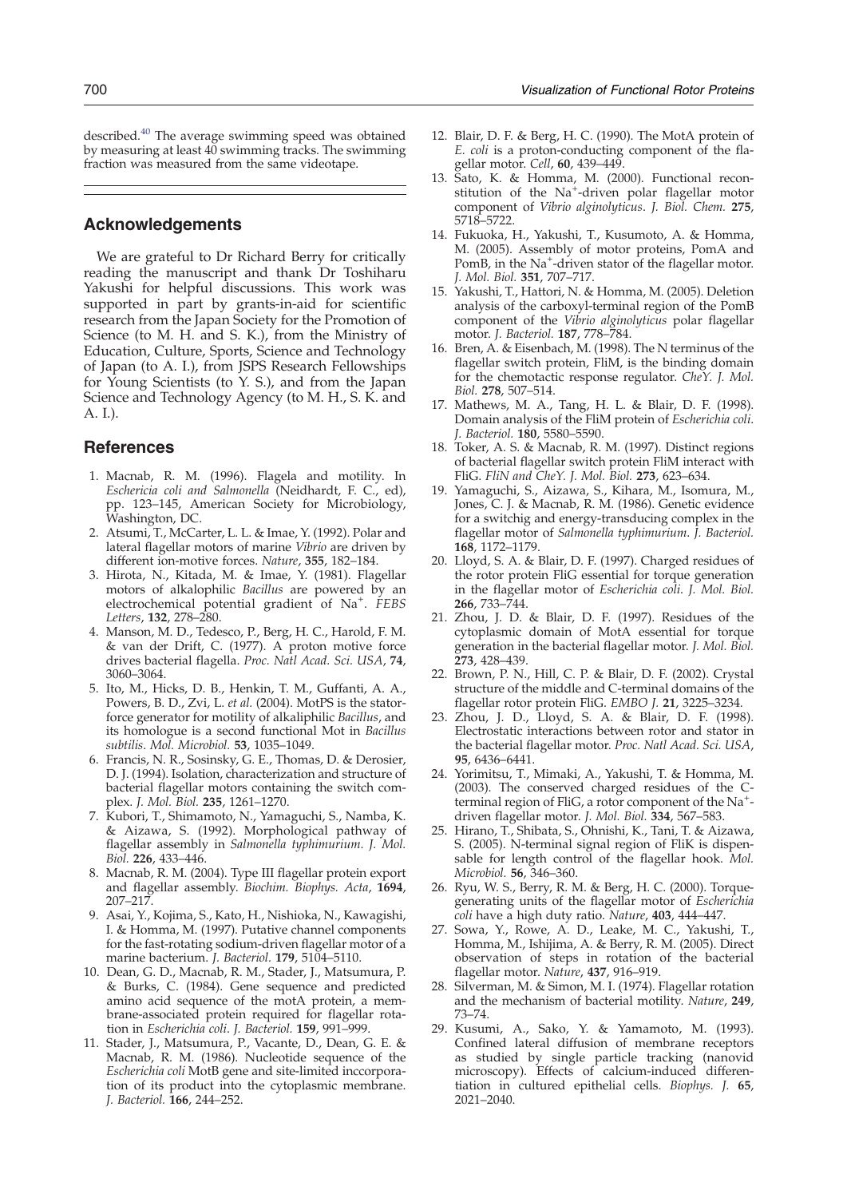described.[40] The average swimming speed was obtained by measuring at least 40 swimming tracks. The swimming fraction was measured from the same videotape.

## Acknowledgements

We are grateful to Dr Richard Berry for critically reading the manuscript and thank Dr Toshiharu Yakushi for helpful discussions. This work was supported in part by grants-in-aid for scientific research from the Japan Society for the Promotion of Science (to M. H. and S. K.), from the Ministry of Education, Culture, Sports, Science and Technology of Japan (to A. I.), from JSPS Research Fellowships for Young Scientists (to Y. S.), and from the Japan Science and Technology Agency (to M. H., S. K. and A. I.).

## References

1. Macnab, R. M. (1996). Flagela and motility. In *Eschericia coli and Salmonella* (Neidhardt, F. C., ed), pp. 123–145, American Society for Microbiology, Washington, DC.
2. Atsumi, T., McCarter, L. L. & Imae, Y. (1992). Polar and lateral flagellar motors of marine *Vibrio* are driven by different ion-motive forces. *Nature*, **355**, 182–184.
3. Hirota, N., Kitada, M. & Imae, Y. (1981). Flagellar motors of alkalophilic *Bacillus* are powered by an electrochemical potential gradient of $Na^+$. *FEBS Letters*, **132**, 278–280.
4. Manson, M. D., Tedesco, P., Berg, H. C., Harold, F. M. & van der Drift, C. (1977). A proton motive force drives bacterial flagella. *Proc. Natl Acad. Sci. USA*, **74**, 3060–3064.
5. Ito, M., Hicks, D. B., Henkin, T. M., Guffanti, A. A., Powers, B. D., Zvi, L. *et al.* (2004). MotPS is the stator-force generator for motility of alkaliphilic *Bacillus*, and its homologue is a second functional Mot in *Bacillus subtilis*. *Mol. Microbiol.* **53**, 1035–1049.
6. Francis, N. R., Sosinsky, G. E., Thomas, D. & Derosier, D. J. (1994). Isolation, characterization and structure of bacterial flagellar motors containing the switch complex. *J. Mol. Biol.* **235**, 1261–1270.
7. Kubori, T., Shimamoto, N., Yamaguchi, S., Namba, K. & Aizawa, S. (1992). Morphological pathway of flagellar assembly in *Salmonella typhimurium*. *J. Mol. Biol.* **226**, 433–446.
8. Macnab, R. M. (2004). Type III flagellar protein export and flagellar assembly. *Biochim. Biophys. Acta*, **1694**, 207–217.
9. Asai, Y., Kojima, S., Kato, H., Nishioka, N., Kawagishi, I. & Homma, M. (1997). Putative channel components for the fast-rotating sodium-driven flagellar motor of a marine bacterium. *J. Bacteriol.* **179**, 5104–5110.
10. Dean, G. D., Macnab, R. M., Stader, J., Matsumura, P. & Burks, C. (1984). Gene sequence and predicted amino acid sequence of the motA protein, a membrane-associated protein required for flagellar rotation in *Escherichia coli*. *J. Bacteriol.* **159**, 991–999.
11. Stader, J., Matsumura, P., Vacante, D., Dean, G. E. & Macnab, R. M. (1986). Nucleotide sequence of the *Escherichia coli* MotB gene and site-limited inccorporation of its product into the cytoplasmic membrane. *J. Bacteriol.* **166**, 244–252.
12. Blair, D. F. & Berg, H. C. (1990). The MotA protein of *E. coli* is a proton-conducting component of the flagellar motor. *Cell*, **60**, 439–449.
13. Sato, K. & Homma, M. (2000). Functional reconstitution of the $Na^+$-driven polar flagellar motor component of *Vibrio alginolyticus*. *J. Biol. Chem.* **275**, 5718–5722.
14. Fukuoka, H., Yakushi, T., Kusumoto, A. & Homma, M. (2005). Assembly of motor proteins, PomA and PomB, in the $Na^+$-driven stator of the flagellar motor. *J. Mol. Biol.* **351**, 707–717.
15. Yakushi, T., Hattori, N. & Homma, M. (2005). Deletion analysis of the carboxyl-terminal region of the PomB component of the *Vibrio alginolyticus* polar flagellar motor. *J. Bacteriol.* **187**, 778–784.
16. Bren, A. & Eisenbach, M. (1998). The N terminus of the flagellar switch protein, FliM, is the binding domain for the chemotactic response regulator. *CheY. J. Mol. Biol.* **278**, 507–514.
17. Mathews, M. A., Tang, H. L. & Blair, D. F. (1998). Domain analysis of the FliM protein of *Escherichia coli*. *J. Bacteriol.* **180**, 5580–5590.
18. Toker, A. S. & Macnab, R. M. (1997). Distinct regions of bacterial flagellar switch protein FliM interact with FliG. *FliN and CheY. J. Mol. Biol.* **273**, 623–634.
19. Yamaguchi, S., Aizawa, S., Kihara, M., Isomura, M., Jones, C. J. & Macnab, R. M. (1986). Genetic evidence for a switchig and energy-transducing complex in the flagellar motor of *Salmonella typhimurium*. *J. Bacteriol.* **168**, 1172–1179.
20. Lloyd, S. A. & Blair, D. F. (1997). Charged residues of the rotor protein FliG essential for torque generation in the flagellar motor of *Escherichia coli*. *J. Mol. Biol.* **266**, 733–744.
21. Zhou, J. D. & Blair, D. F. (1997). Residues of the cytoplasmic domain of MotA essential for torque generation in the bacterial flagellar motor. *J. Mol. Biol.* **273**, 428–439.
22. Brown, P. N., Hill, C. P. & Blair, D. F. (2002). Crystal structure of the middle and C-terminal domains of the flagellar rotor protein FliG. *EMBO J.* **21**, 3225–3234.
23. Zhou, J. D., Lloyd, S. A. & Blair, D. F. (1998). Electrostatic interactions between rotor and stator in the bacterial flagellar motor. *Proc. Natl Acad. Sci. USA*, **95**, 6436–6441.
24. Yorimitsu, T., Mimaki, A., Yakushi, T. & Homma, M. (2003). The conserved charged residues of the C-terminal region of FliG, a rotor component of the $Na^+$-driven flagellar motor. *J. Mol. Biol.* **334**, 567–583.
25. Hirano, T., Shibata, S., Ohnishi, K., Tani, T. & Aizawa, S. (2005). N-terminal signal region of FliK is dispensable for length control of the flagellar hook. *Mol. Microbiol.* **56**, 346–360.
26. Ryu, W. S., Berry, R. M. & Berg, H. C. (2000). Torque-generating units of the flagellar motor of *Escherichia coli* have a high duty ratio. *Nature*, **403**, 444–447.
27. Sowa, Y., Rowe, A. D., Leake, M. C., Yakushi, T., Homma, M., Ishijima, A. & Berry, R. M. (2005). Direct observation of steps in rotation of the bacterial flagellar motor. *Nature*, **437**, 916–919.
28. Silverman, M. & Simon, M. I. (1974). Flagellar rotation and the mechanism of bacterial motility. *Nature*, **249**, 73–74.
29. Kusumi, A., Sako, Y. & Yamamoto, M. (1993). Confined lateral diffusion of membrane receptors as studied by single particle tracking (nanovid microscopy). Effects of calcium-induced differentiation in cultured epithelial cells. *Biophys. J.* **65**, 2021–2040.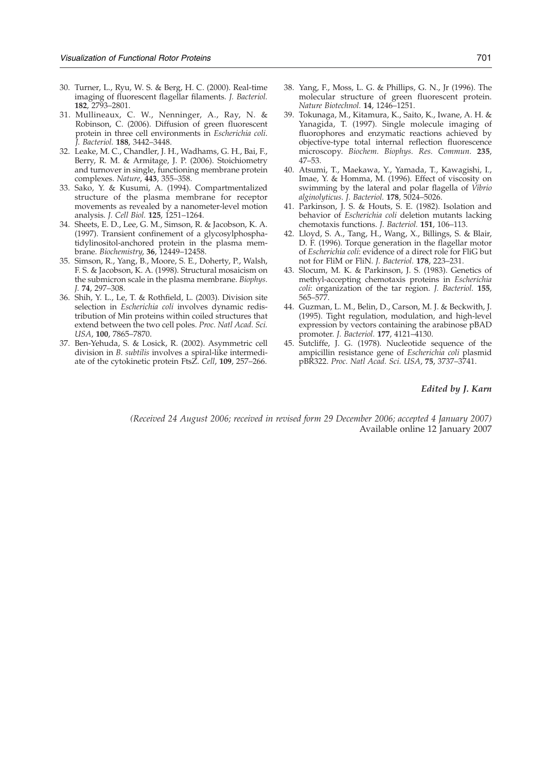30. Turner, L., Ryu, W. S. & Berg, H. C. (2000). Real-time imaging of fluorescent flagellar filaments. *J. Bacteriol.* **182**, 2793–2801.
31. Mullineaux, C. W., Nenninger, A., Ray, N. & Robinson, C. (2006). Diffusion of green fluorescent protein in three cell environments in *Escherichia coli*. *J. Bacteriol.* **188**, 3442–3448.
32. Leake, M. C., Chandler, J. H., Wadhams, G. H., Bai, F., Berry, R. M. & Armitage, J. P. (2006). Stoichiometry and turnover in single, functioning membrane protein complexes. *Nature*, **443**, 355–358.
33. Sako, Y. & Kusumi, A. (1994). Compartmentalized structure of the plasma membrane for receptor movements as revealed by a nanometer-level motion analysis. *J. Cell Biol.* **125**, 1251–1264.
34. Sheets, E. D., Lee, G. M., Simson, R. & Jacobson, K. A. (1997). Transient confinement of a glycosylphosphatidylinositol-anchored protein in the plasma membrane. *Biochemistry*, **36**, 12449–12458.
35. Simson, R., Yang, B., Moore, S. E., Doherty, P., Walsh, F. S. & Jacobson, K. A. (1998). Structural mosaicism on the submicron scale in the plasma membrane. *Biophys. J.* **74**, 297–308.
36. Shih, Y. L., Le, T. & Rothfield, L. (2003). Division site selection in *Escherichia coli* involves dynamic redistribution of Min proteins within coiled structures that extend between the two cell poles. *Proc. Natl Acad. Sci. USA*, **100**, 7865–7870.
37. Ben-Yehuda, S. & Losick, R. (2002). Asymmetric cell division in *B. subtilis* involves a spiral-like intermediate of the cytokinetic protein FtsZ. *Cell*, **109**, 257–266.
38. Yang, F., Moss, L. G. & Phillips, G. N., Jr (1996). The molecular structure of green fluorescent protein. *Nature Biotechnol.* **14**, 1246–1251.
39. Tokunaga, M., Kitamura, K., Saito, K., Iwane, A. H. & Yanagida, T. (1997). Single molecule imaging of fluorophores and enzymatic reactions achieved by objective-type total internal reflection fluorescence microscopy. *Biochem. Biophys. Res. Commun.* **235**, 47–53.
40. Atsumi, T., Maekawa, Y., Yamada, T., Kawagishi, I., Imae, Y. & Homma, M. (1996). Effect of viscosity on swimming by the lateral and polar flagella of *Vibrio alginolyticus*. *J. Bacteriol.* **178**, 5024–5026.
41. Parkinson, J. S. & Houts, S. E. (1982). Isolation and behavior of *Escherichia coli* deletion mutants lacking chemotaxis functions. *J. Bacteriol.* **151**, 106–113.
42. Lloyd, S. A., Tang, H., Wang, X., Billings, S. & Blair, D. F. (1996). Torque generation in the flagellar motor of *Escherichia coli*: evidence of a direct role for FliG but not for FliM or FliN. *J. Bacteriol.* **178**, 223–231.
43. Slocum, M. K. & Parkinson, J. S. (1983). Genetics of methyl-accepting chemotaxis proteins in *Escherichia coli*: organization of the tar region. *J. Bacteriol.* **155**, 565–577.
44. Guzman, L. M., Belin, D., Carson, M. J. & Beckwith, J. (1995). Tight regulation, modulation, and high-level expression by vectors containing the arabinose pBAD promoter. *J. Bacteriol.* **177**, 4121–4130.
45. Sutcliffe, J. G. (1978). Nucleotide sequence of the ampicillin resistance gene of *Escherichia coli* plasmid pBR322. *Proc. Natl Acad. Sci. USA*, **75**, 3737–3741.

***Edited by J. Karn***

*(Received 24 August 2006; received in revised form 29 December 2006; accepted 4 January 2007)*
Available online 12 January 2007